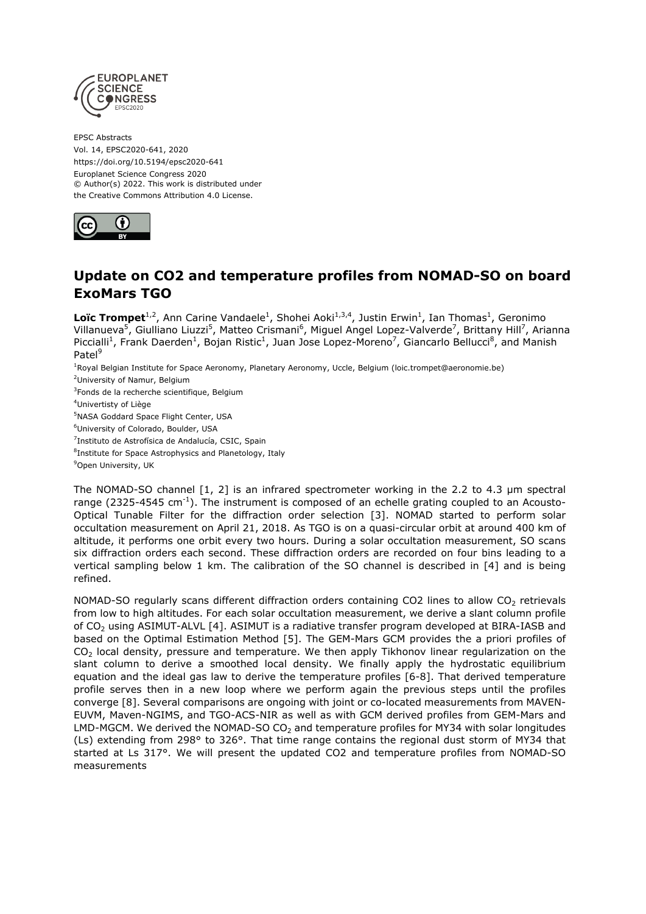EPSC Abstracts
Vol. 14, EPSC2020-641, 2020
https://doi.org/10.5194/epsc2020-641
Europlanet Science Congress 2020
© Author(s) 2022. This work is distributed under
the Creative Commons Attribution 4.0 License.

# Update on CO2 and temperature profiles from NOMAD-SO on board ExoMars TGO

**Loïc Trompet**[1,2], Ann Carine Vandaele[1], Shohei Aoki[1,3,4], Justin Erwin[1], Ian Thomas[1], Geronimo Villanueva[5], Giulliano Liuzzi[5], Matteo Crismani[6], Miguel Angel Lopez-Valverde[7], Brittany Hill[7], Arianna Piccialli[1], Frank Daerden[1], Bojan Ristic[1], Juan Jose Lopez-Moreno[7], Giancarlo Bellucci[8], and Manish Patel[9]

[1]Royal Belgian Institute for Space Aeronomy, Planetary Aeronomy, Uccle, Belgium (loic.trompet@aeronomie.be)
[2]University of Namur, Belgium
[3]Fonds de la recherche scientifique, Belgium
[4]Univertisty of Liège
[5]NASA Goddard Space Flight Center, USA
[6]University of Colorado, Boulder, USA
[7]Instituto de Astrofísica de Andalucía, CSIC, Spain
[8]Institute for Space Astrophysics and Planetology, Italy
[9]Open University, UK

The NOMAD-SO channel [1, 2] is an infrared spectrometer working in the 2.2 to 4.3 μm spectral range (2325-4545 $cm^{-1}$). The instrument is composed of an echelle grating coupled to an Acousto-Optical Tunable Filter for the diffraction order selection [3]. NOMAD started to perform solar occultation measurement on April 21, 2018. As TGO is on a quasi-circular orbit at around 400 km of altitude, it performs one orbit every two hours. During a solar occultation measurement, SO scans six diffraction orders each second. These diffraction orders are recorded on four bins leading to a vertical sampling below 1 km. The calibration of the SO channel is described in [4] and is being refined.

NOMAD-SO regularly scans different diffraction orders containing CO2 lines to allow $CO_2$ retrievals from low to high altitudes. For each solar occultation measurement, we derive a slant column profile of $CO_2$ using ASIMUT-ALVL [4]. ASIMUT is a radiative transfer program developed at BIRA-IASB and based on the Optimal Estimation Method [5]. The GEM-Mars GCM provides the a priori profiles of $CO_2$ local density, pressure and temperature. We then apply Tikhonov linear regularization on the slant column to derive a smoothed local density. We finally apply the hydrostatic equilibrium equation and the ideal gas law to derive the temperature profiles [6-8]. That derived temperature profile serves then in a new loop where we perform again the previous steps until the profiles converge [8]. Several comparisons are ongoing with joint or co-located measurements from MAVEN-EUVM, Maven-NGIMS, and TGO-ACS-NIR as well as with GCM derived profiles from GEM-Mars and LMD-MGCM. We derived the NOMAD-SO $CO_2$ and temperature profiles for MY34 with solar longitudes (Ls) extending from 298° to 326°. That time range contains the regional dust storm of MY34 that started at Ls 317°. We will present the updated CO2 and temperature profiles from NOMAD-SO measurements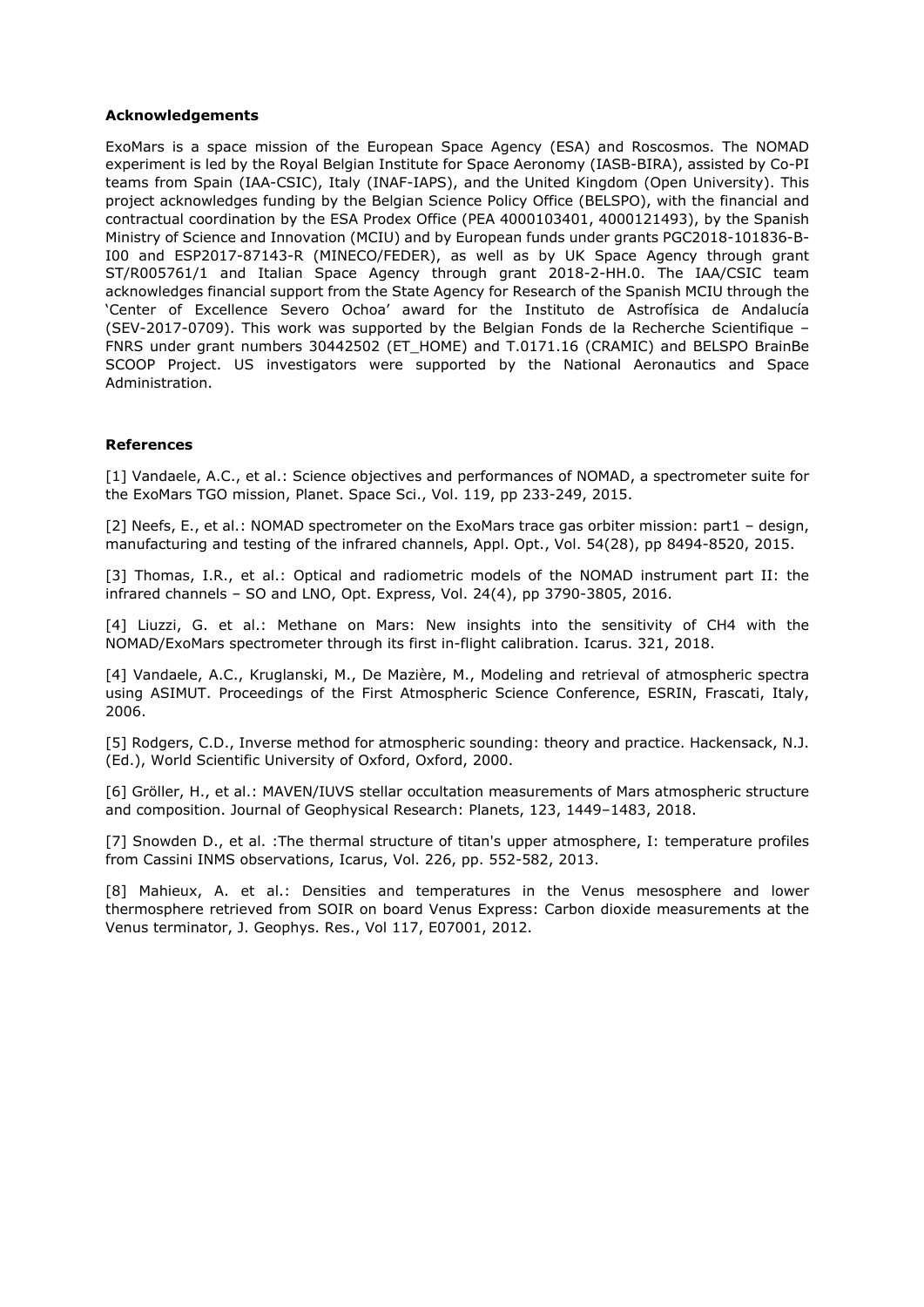**Acknowledgements**

ExoMars is a space mission of the European Space Agency (ESA) and Roscosmos. The NOMAD experiment is led by the Royal Belgian Institute for Space Aeronomy (IASB-BIRA), assisted by Co-PI teams from Spain (IAA-CSIC), Italy (INAF-IAPS), and the United Kingdom (Open University). This project acknowledges funding by the Belgian Science Policy Office (BELSPO), with the financial and contractual coordination by the ESA Prodex Office (PEA 4000103401, 4000121493), by the Spanish Ministry of Science and Innovation (MCIU) and by European funds under grants PGC2018-101836-B-I00 and ESP2017-87143-R (MINECO/FEDER), as well as by UK Space Agency through grant ST/R005761/1 and Italian Space Agency through grant 2018-2-HH.0. The IAA/CSIC team acknowledges financial support from the State Agency for Research of the Spanish MCIU through the 'Center of Excellence Severo Ochoa' award for the Instituto de Astrofísica de Andalucía (SEV-2017-0709). This work was supported by the Belgian Fonds de la Recherche Scientifique – FNRS under grant numbers 30442502 (ET_HOME) and T.0171.16 (CRAMIC) and BELSPO BrainBe SCOOP Project. US investigators were supported by the National Aeronautics and Space Administration.

**References**

[1] Vandaele, A.C., et al.: Science objectives and performances of NOMAD, a spectrometer suite for the ExoMars TGO mission, Planet. Space Sci., Vol. 119, pp 233-249, 2015.

[2] Neefs, E., et al.: NOMAD spectrometer on the ExoMars trace gas orbiter mission: part1 – design, manufacturing and testing of the infrared channels, Appl. Opt., Vol. 54(28), pp 8494-8520, 2015.

[3] Thomas, I.R., et al.: Optical and radiometric models of the NOMAD instrument part II: the infrared channels – SO and LNO, Opt. Express, Vol. 24(4), pp 3790-3805, 2016.

[4] Liuzzi, G. et al.: Methane on Mars: New insights into the sensitivity of CH4 with the NOMAD/ExoMars spectrometer through its first in-flight calibration. Icarus. 321, 2018.

[4] Vandaele, A.C., Kruglanski, M., De Mazière, M., Modeling and retrieval of atmospheric spectra using ASIMUT. Proceedings of the First Atmospheric Science Conference, ESRIN, Frascati, Italy, 2006.

[5] Rodgers, C.D., Inverse method for atmospheric sounding: theory and practice. Hackensack, N.J. (Ed.), World Scientific University of Oxford, Oxford, 2000.

[6] Gröller, H., et al.: MAVEN/IUVS stellar occultation measurements of Mars atmospheric structure and composition. Journal of Geophysical Research: Planets, 123, 1449–1483, 2018.

[7] Snowden D., et al. :The thermal structure of titan's upper atmosphere, I: temperature profiles from Cassini INMS observations, Icarus, Vol. 226, pp. 552-582, 2013.

[8] Mahieux, A. et al.: Densities and temperatures in the Venus mesosphere and lower thermosphere retrieved from SOIR on board Venus Express: Carbon dioxide measurements at the Venus terminator, J. Geophys. Res., Vol 117, E07001, 2012.